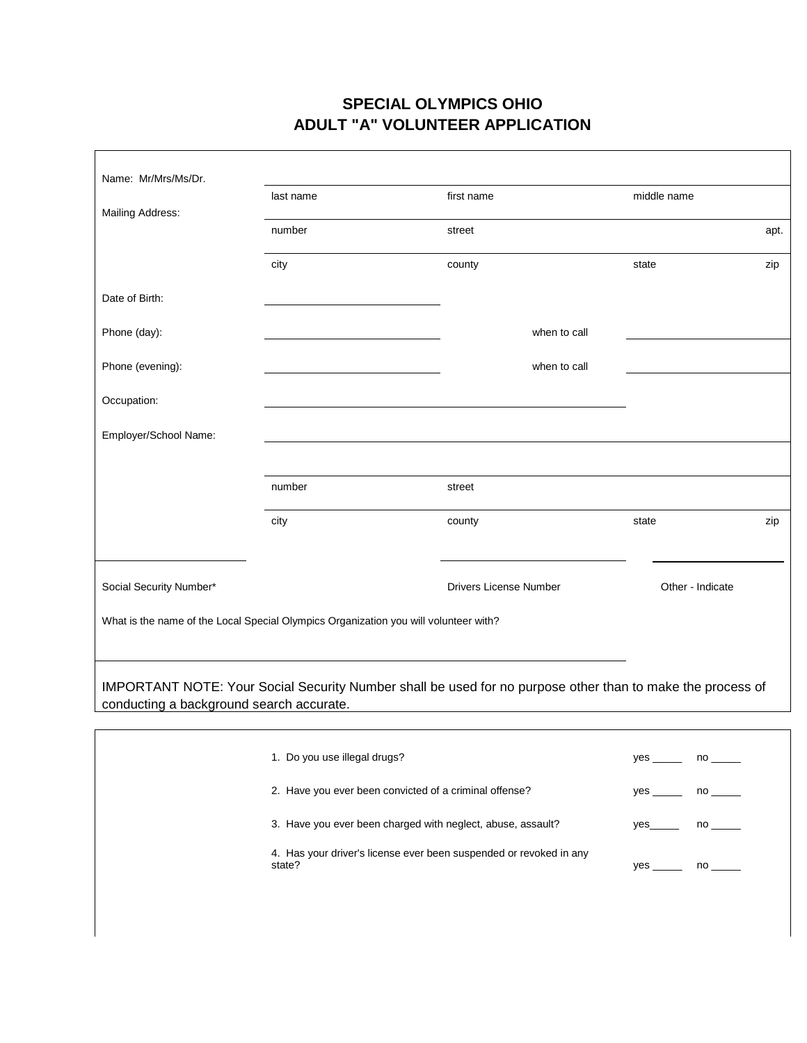# SPECIAL OLYMPICS OHIO
# ADULT "A" VOLUNTEER APPLICATION

Name: Mr/Mrs/Ms/Dr.

| | | | | |
|---|---|---|---|---|
| | last name | first name | middle name | |
| Mailing Address: | number | street | | apt. |
| | city | county | state | zip |

Date of Birth: ______________________

Phone (day): ______________________ when to call ______________________

Phone (evening): ______________________ when to call ______________________

Occupation: ______________________________________________

Employer/School Name: ______________________________________________

| | | | |
|---|---|---|---|
| number | street | | |
| city | county | state | zip |

| Social Security Number* | Drivers License Number | Other - Indicate |
|---|---|---|
| | | |

What is the name of the Local Special Olympics Organization you will volunteer with?

______________________________________________

IMPORTANT NOTE: Your Social Security Number shall be used for no purpose other than to make the process of conducting a background search accurate.

1. Do you use illegal drugs? yes _____ no _____
2. Have you ever been convicted of a criminal offense? yes _____ no _____
3. Have you ever been charged with neglect, abuse, assault? yes_____ no _____
4. Has your driver's license ever been suspended or revoked in any state? yes _____ no _____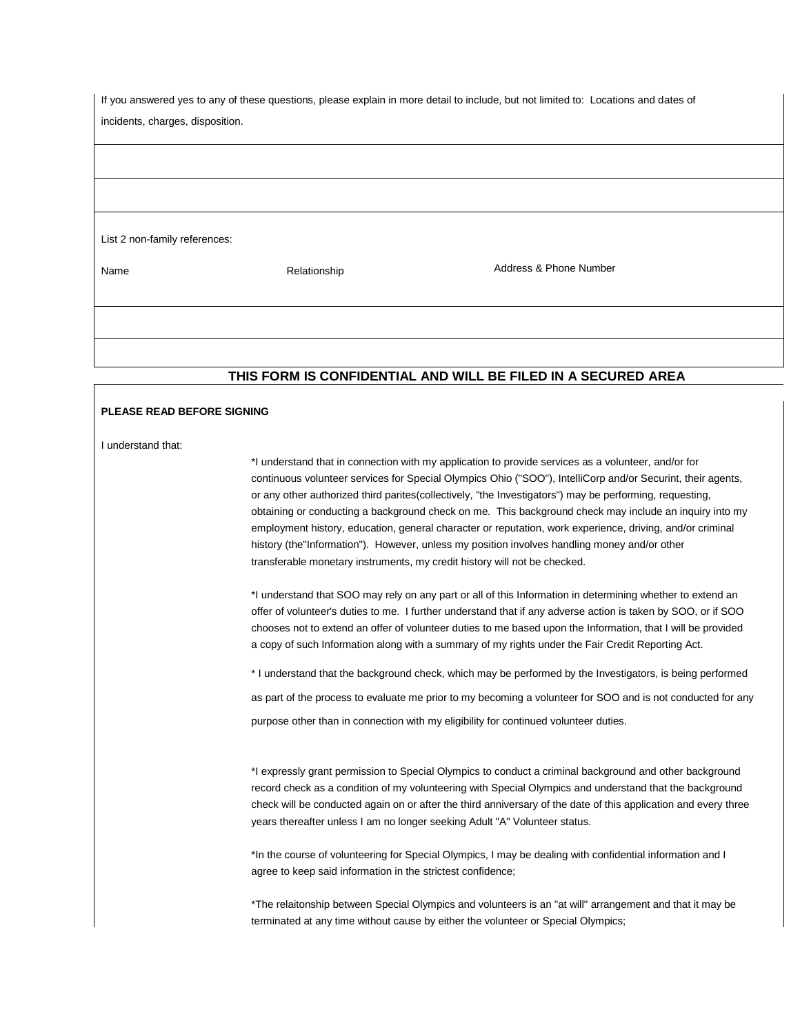If you answered yes to any of these questions, please explain in more detail to include, but not limited to: Locations and dates of incidents, charges, disposition.

|  |
| --- |
|  |
|  |

List 2 non-family references:

| Name | Relationship | Address & Phone Number |
| --- | --- | --- |
|  |  |  |
|  |  |  |

## THIS FORM IS CONFIDENTIAL AND WILL BE FILED IN A SECURED AREA

**PLEASE READ BEFORE SIGNING**

I understand that:

*I understand that in connection with my application to provide services as a volunteer, and/or for continuous volunteer services for Special Olympics Ohio ("SOO"), IntelliCorp and/or Securint, their agents, or any other authorized third parites(collectively, "the Investigators") may be performing, requesting, obtaining or conducting a background check on me. This background check may include an inquiry into my employment history, education, general character or reputation, work experience, driving, and/or criminal history (the"Information"). However, unless my position involves handling money and/or other transferable monetary instruments, my credit history will not be checked.

*I understand that SOO may rely on any part or all of this Information in determining whether to extend an offer of volunteer's duties to me. I further understand that if any adverse action is taken by SOO, or if SOO chooses not to extend an offer of volunteer duties to me based upon the Information, that I will be provided a copy of such Information along with a summary of my rights under the Fair Credit Reporting Act.

* I understand that the background check, which may be performed by the Investigators, is being performed as part of the process to evaluate me prior to my becoming a volunteer for SOO and is not conducted for any purpose other than in connection with my eligibility for continued volunteer duties.

*I expressly grant permission to Special Olympics to conduct a criminal background and other background record check as a condition of my volunteering with Special Olympics and understand that the background check will be conducted again on or after the third anniversary of the date of this application and every three years thereafter unless I am no longer seeking Adult "A" Volunteer status.

*In the course of volunteering for Special Olympics, I may be dealing with confidential information and I agree to keep said information in the strictest confidence;

*The relaitonship between Special Olympics and volunteers is an "at will" arrangement and that it may be terminated at any time without cause by either the volunteer or Special Olympics;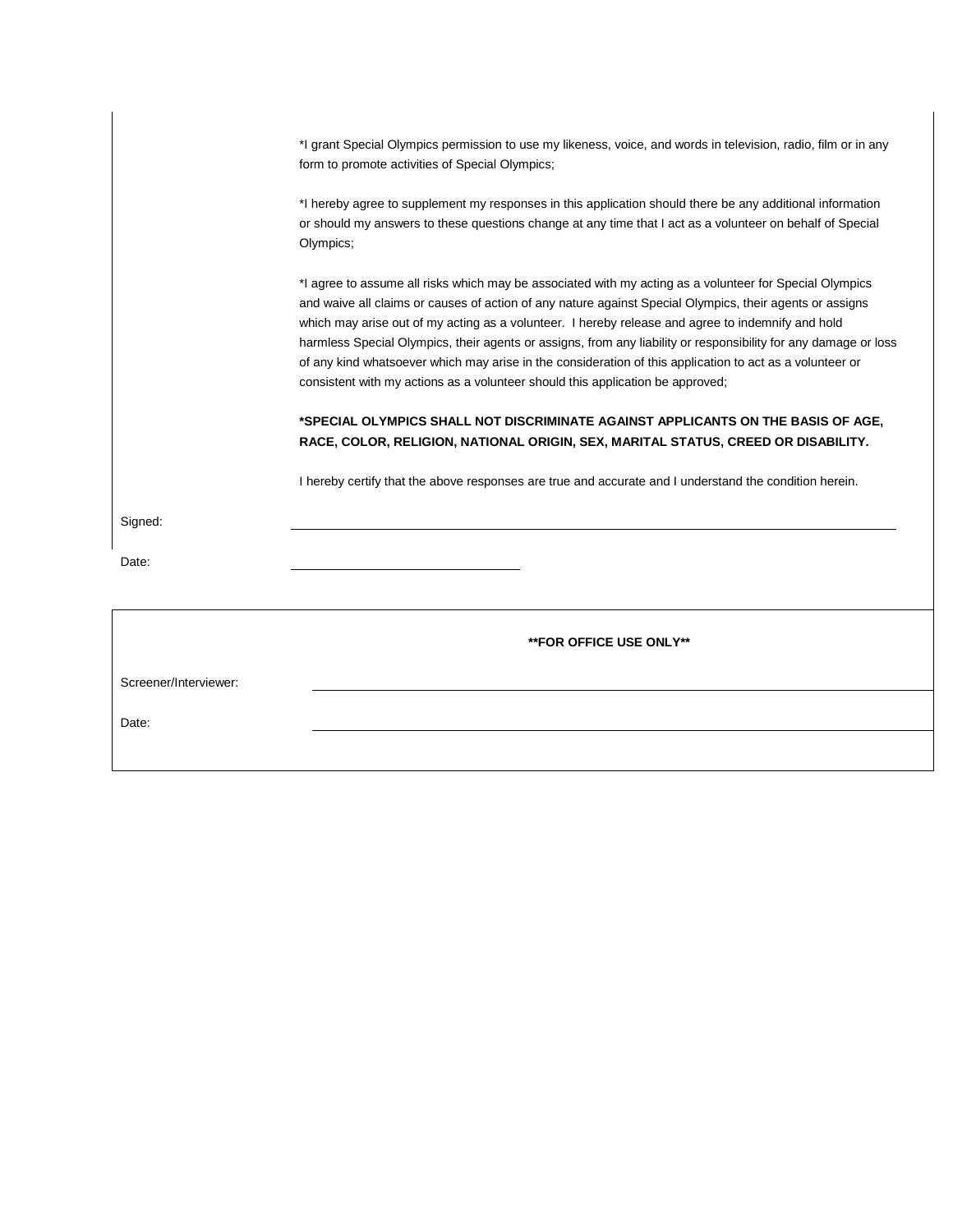*I grant Special Olympics permission to use my likeness, voice, and words in television, radio, film or in any form to promote activities of Special Olympics;

*I hereby agree to supplement my responses in this application should there be any additional information or should my answers to these questions change at any time that I act as a volunteer on behalf of Special Olympics;

*I agree to assume all risks which may be associated with my acting as a volunteer for Special Olympics and waive all claims or causes of action of any nature against Special Olympics, their agents or assigns which may arise out of my acting as a volunteer. I hereby release and agree to indemnify and hold harmless Special Olympics, their agents or assigns, from any liability or responsibility for any damage or loss of any kind whatsoever which may arise in the consideration of this application to act as a volunteer or consistent with my actions as a volunteer should this application be approved;

**\*SPECIAL OLYMPICS SHALL NOT DISCRIMINATE AGAINST APPLICANTS ON THE BASIS OF AGE, RACE, COLOR, RELIGION, NATIONAL ORIGIN, SEX, MARITAL STATUS, CREED OR DISABILITY.**

I hereby certify that the above responses are true and accurate and I understand the condition herein.

Signed: ______________________________________________

Date: ____________________

**\*\*FOR OFFICE USE ONLY\*\***

Screener/Interviewer: ______________________________________________

Date: ______________________________________________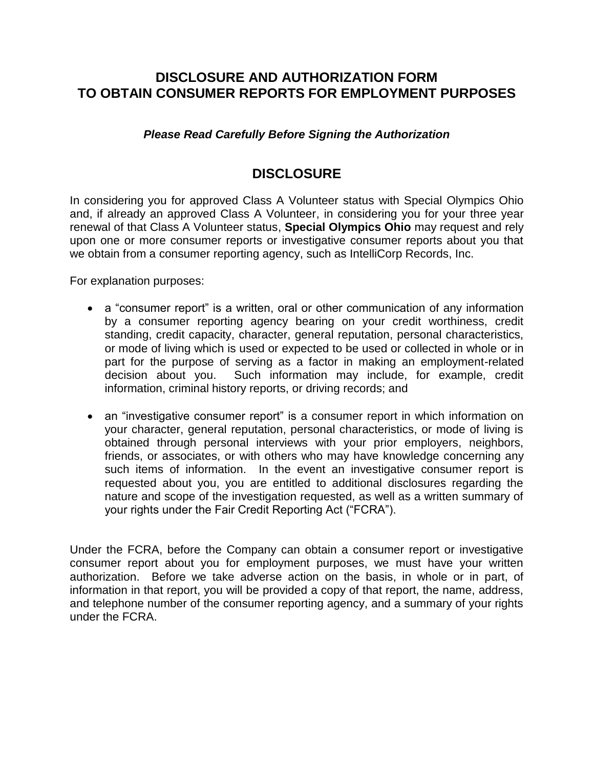# DISCLOSURE AND AUTHORIZATION FORM TO OBTAIN CONSUMER REPORTS FOR EMPLOYMENT PURPOSES

***Please Read Carefully Before Signing the Authorization***

## DISCLOSURE

In considering you for approved Class A Volunteer status with Special Olympics Ohio and, if already an approved Class A Volunteer, in considering you for your three year renewal of that Class A Volunteer status, **Special Olympics Ohio** may request and rely upon one or more consumer reports or investigative consumer reports about you that we obtain from a consumer reporting agency, such as IntelliCorp Records, Inc.

For explanation purposes:

- a "consumer report" is a written, oral or other communication of any information by a consumer reporting agency bearing on your credit worthiness, credit standing, credit capacity, character, general reputation, personal characteristics, or mode of living which is used or expected to be used or collected in whole or in part for the purpose of serving as a factor in making an employment-related decision about you. Such information may include, for example, credit information, criminal history reports, or driving records; and
- an "investigative consumer report" is a consumer report in which information on your character, general reputation, personal characteristics, or mode of living is obtained through personal interviews with your prior employers, neighbors, friends, or associates, or with others who may have knowledge concerning any such items of information. In the event an investigative consumer report is requested about you, you are entitled to additional disclosures regarding the nature and scope of the investigation requested, as well as a written summary of your rights under the Fair Credit Reporting Act ("FCRA").

Under the FCRA, before the Company can obtain a consumer report or investigative consumer report about you for employment purposes, we must have your written authorization. Before we take adverse action on the basis, in whole or in part, of information in that report, you will be provided a copy of that report, the name, address, and telephone number of the consumer reporting agency, and a summary of your rights under the FCRA.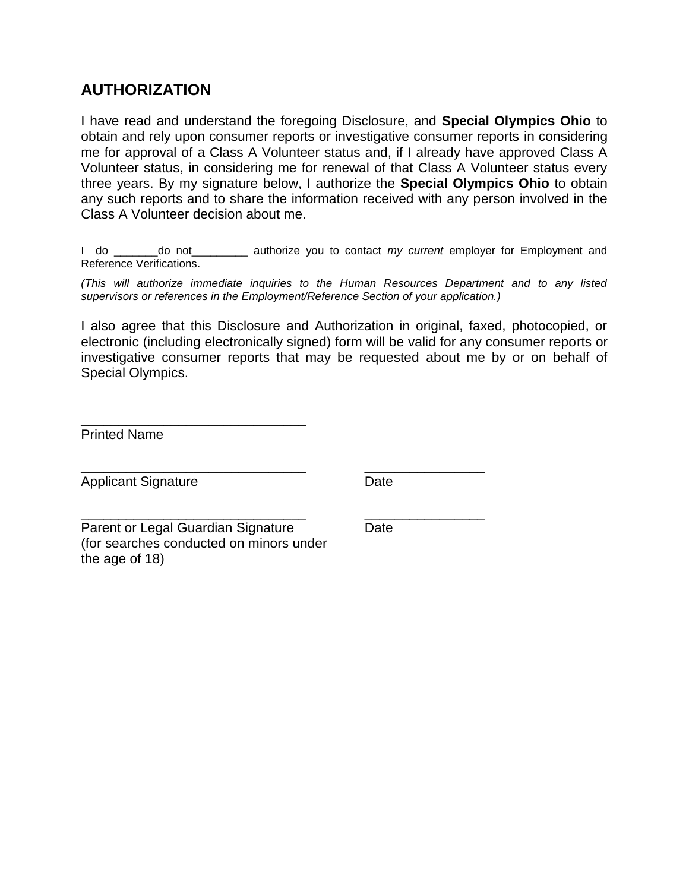## AUTHORIZATION

I have read and understand the foregoing Disclosure, and **Special Olympics Ohio** to obtain and rely upon consumer reports or investigative consumer reports in considering me for approval of a Class A Volunteer status and, if I already have approved Class A Volunteer status, in considering me for renewal of that Class A Volunteer status every three years. By my signature below, I authorize the **Special Olympics Ohio** to obtain any such reports and to share the information received with any person involved in the Class A Volunteer decision about me.

I do _______do not_________ authorize you to contact *my current* employer for Employment and Reference Verifications.

*(This will authorize immediate inquiries to the Human Resources Department and to any listed supervisors or references in the Employment/Reference Section of your application.)*

I also agree that this Disclosure and Authorization in original, faxed, photocopied, or electronic (including electronically signed) form will be valid for any consumer reports or investigative consumer reports that may be requested about me by or on behalf of Special Olympics.

______________________________
Printed Name

______________________________ ________________
Applicant Signature Date

______________________________ ________________
Parent or Legal Guardian Signature Date
(for searches conducted on minors under the age of 18)